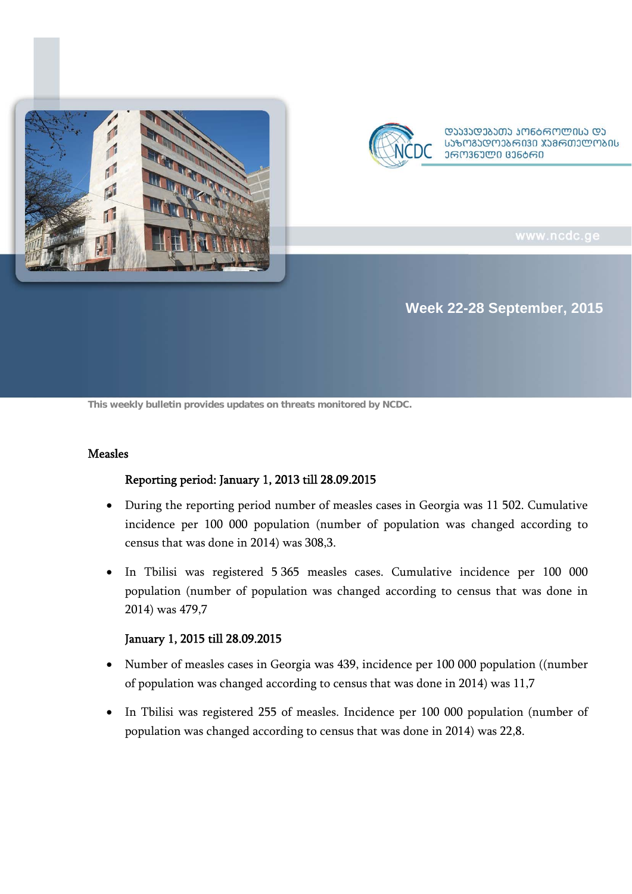დაავადებათა კონტროლისა და საზოგადოებრივი ჯანმრთელობის ეროვნული ცენტრი

www.ncdc.ge

## Week 22-28 September, 2015

This weekly bulletin provides updates on threats monitored by NCDC.

### Measles

#### Reporting period: January 1, 2013 till 28.09.2015

- During the reporting period number of measles cases in Georgia was 11 502. Cumulative incidence per 100 000 population (number of population was changed according to census that was done in 2014) was 308,3.
- In Tbilisi was registered 5 365 measles cases. Cumulative incidence per 100 000 population (number of population was changed according to census that was done in 2014) was 479,7

#### January 1, 2015 till 28.09.2015

- Number of measles cases in Georgia was 439, incidence per 100 000 population ((number of population was changed according to census that was done in 2014) was 11,7
- In Tbilisi was registered 255 of measles. Incidence per 100 000 population (number of population was changed according to census that was done in 2014) was 22,8.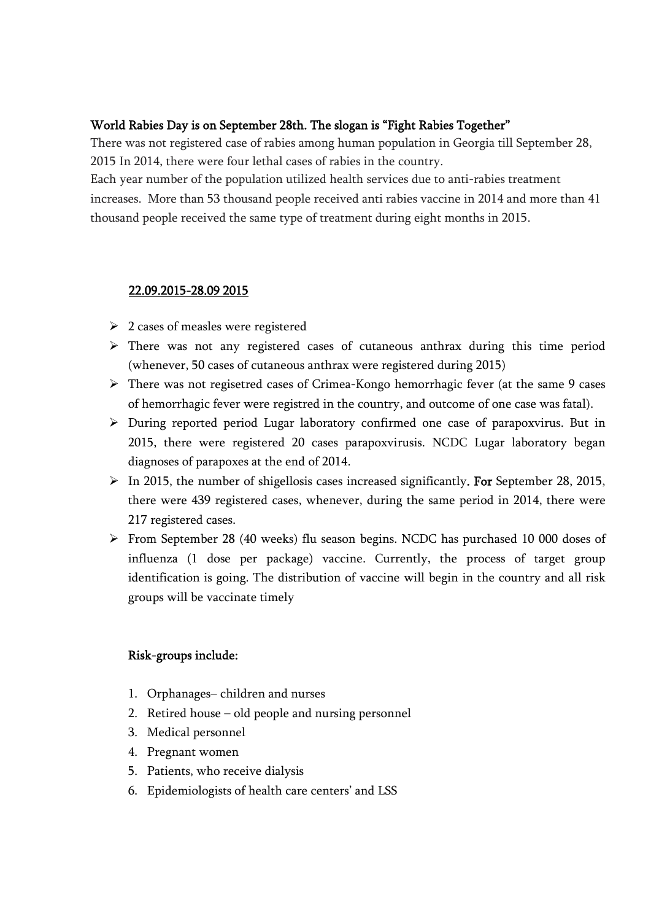**World Rabies Day is on September 28th. The slogan is "Fight Rabies Together"**

There was not registered case of rabies among human population in Georgia till September 28, 2015 In 2014, there were four lethal cases of rabies in the country.

Each year number of the population utilized health services due to anti-rabies treatment increases. More than 53 thousand people received anti rabies vaccine in 2014 and more than 41 thousand people received the same type of treatment during eight months in 2015.

**22.09.2015-28.09 2015**

- 2 cases of measles were registered
- There was not any registered cases of cutaneous anthrax during this time period (whenever, 50 cases of cutaneous anthrax were registered during 2015)
- There was not regisetred cases of Crimea-Kongo hemorrhagic fever (at the same 9 cases of hemorrhagic fever were registred in the country, and outcome of one case was fatal).
- During reported period Lugar laboratory confirmed one case of parapoxvirus. But in 2015, there were registered 20 cases parapoxvirusis. NCDC Lugar laboratory began diagnoses of parapoxes at the end of 2014.
- In 2015, the number of shigellosis cases increased significantly. **For** September 28, 2015, there were 439 registered cases, whenever, during the same period in 2014, there were 217 registered cases.
- From September 28 (40 weeks) flu season begins. NCDC has purchased 10 000 doses of influenza (1 dose per package) vaccine. Currently, the process of target group identification is going. The distribution of vaccine will begin in the country and all risk groups will be vaccinate timely

**Risk-groups include:**

1. Orphanages– children and nurses
2. Retired house – old people and nursing personnel
3. Medical personnel
4. Pregnant women
5. Patients, who receive dialysis
6. Epidemiologists of health care centers' and LSS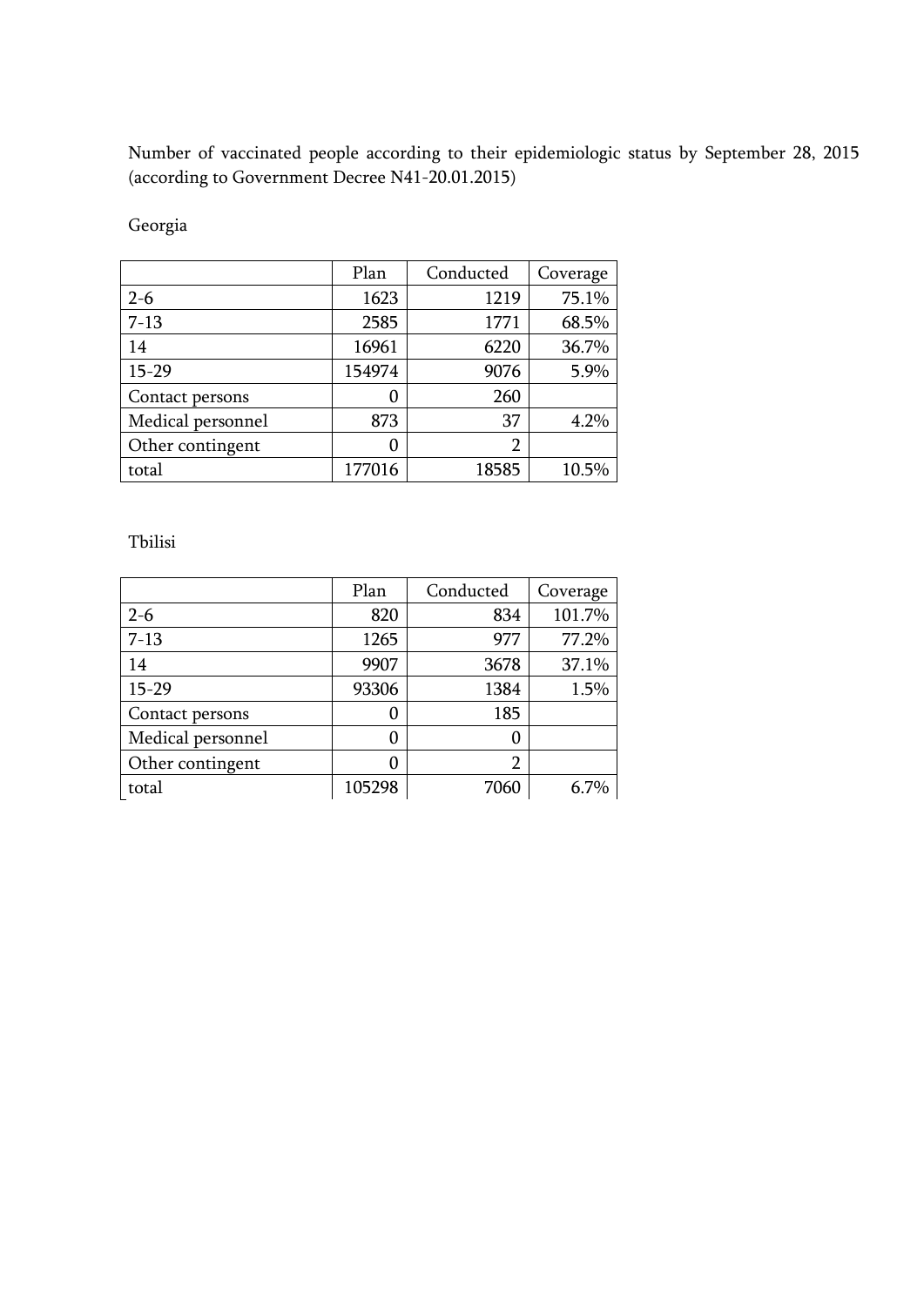Number of vaccinated people according to their epidemiologic status by September 28, 2015 (according to Government Decree N41-20.01.2015)

Georgia

| | Plan | Conducted | Coverage |
|---|---|---|---|
| 2-6 | 1623 | 1219 | 75.1% |
| 7-13 | 2585 | 1771 | 68.5% |
| 14 | 16961 | 6220 | 36.7% |
| 15-29 | 154974 | 9076 | 5.9% |
| Contact persons | 0 | 260 | |
| Medical personnel | 873 | 37 | 4.2% |
| Other contingent | 0 | 2 | |
| total | 177016 | 18585 | 10.5% |

Tbilisi

| | Plan | Conducted | Coverage |
|---|---|---|---|
| 2-6 | 820 | 834 | 101.7% |
| 7-13 | 1265 | 977 | 77.2% |
| 14 | 9907 | 3678 | 37.1% |
| 15-29 | 93306 | 1384 | 1.5% |
| Contact persons | 0 | 185 | |
| Medical personnel | 0 | 0 | |
| Other contingent | 0 | 2 | |
| total | 105298 | 7060 | 6.7% |